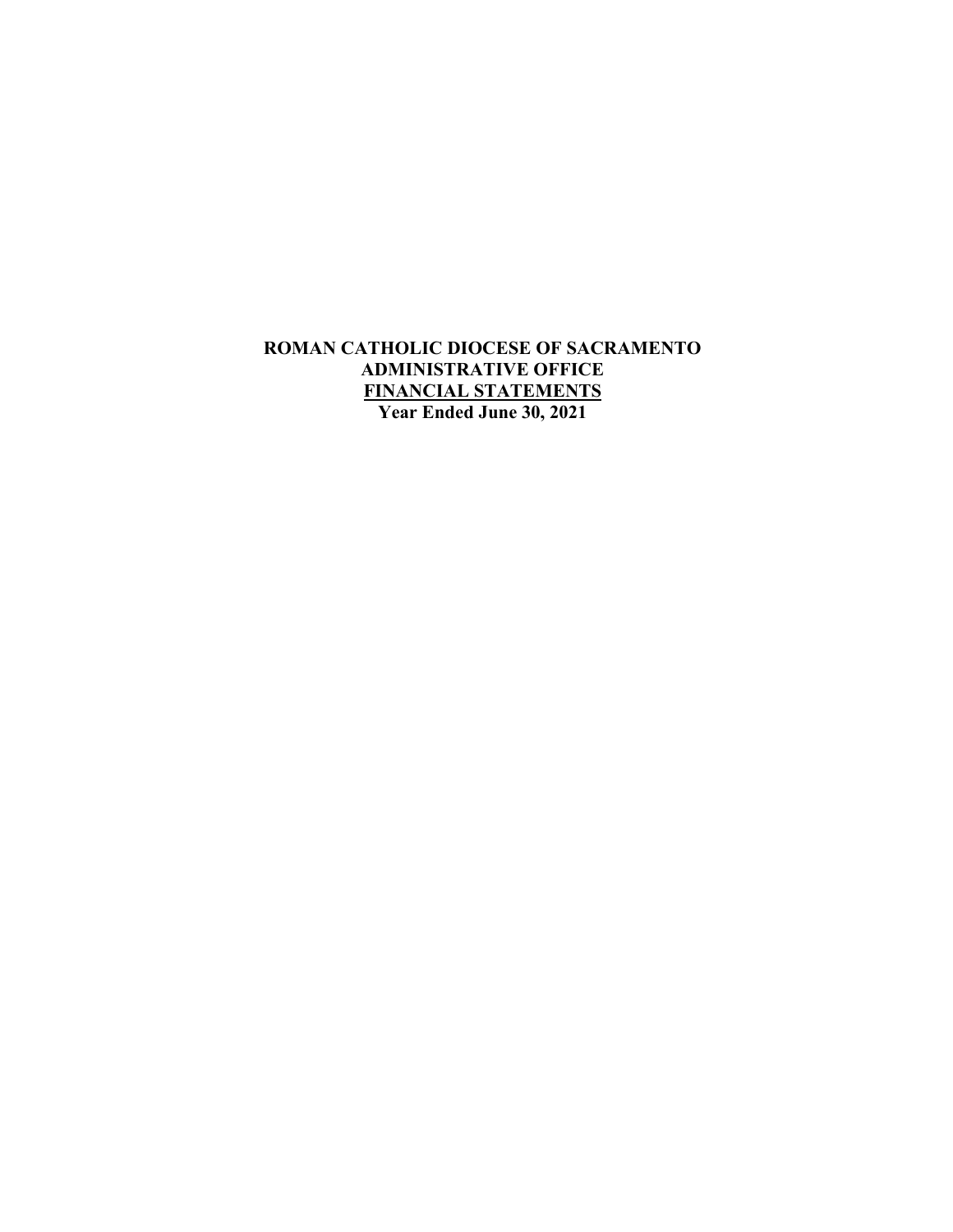**ROMAN CATHOLIC DIOCESE OF SACRAMENTO**
**ADMINISTRATIVE OFFICE**
**FINANCIAL STATEMENTS**
**Year Ended June 30, 2021**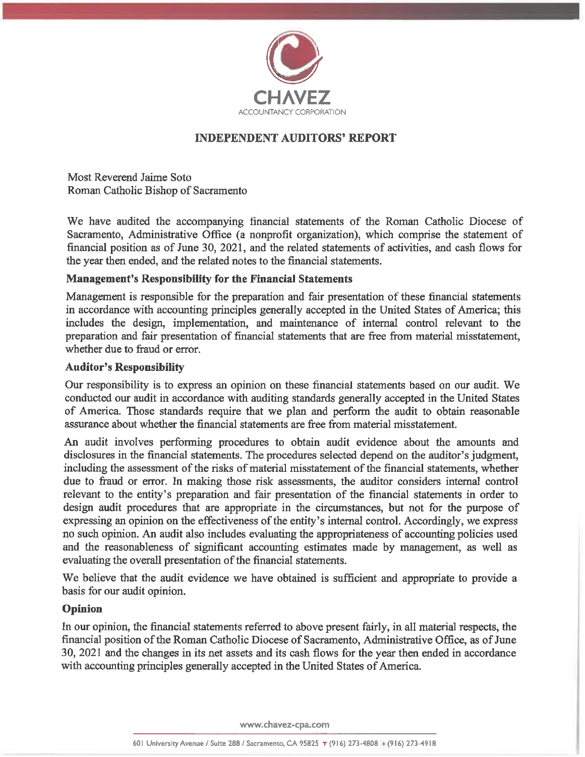CHAVEZ
ACCOUNTANCY CORPORATION

# INDEPENDENT AUDITORS' REPORT

Most Reverend Jaime Soto
Roman Catholic Bishop of Sacramento

We have audited the accompanying financial statements of the Roman Catholic Diocese of Sacramento, Administrative Office (a nonprofit organization), which comprise the statement of financial position as of June 30, 2021, and the related statements of activities, and cash flows for the year then ended, and the related notes to the financial statements.

### Management's Responsibility for the Financial Statements

Management is responsible for the preparation and fair presentation of these financial statements in accordance with accounting principles generally accepted in the United States of America; this includes the design, implementation, and maintenance of internal control relevant to the preparation and fair presentation of financial statements that are free from material misstatement, whether due to fraud or error.

### Auditor's Responsibility

Our responsibility is to express an opinion on these financial statements based on our audit. We conducted our audit in accordance with auditing standards generally accepted in the United States of America. Those standards require that we plan and perform the audit to obtain reasonable assurance about whether the financial statements are free from material misstatement.

An audit involves performing procedures to obtain audit evidence about the amounts and disclosures in the financial statements. The procedures selected depend on the auditor's judgment, including the assessment of the risks of material misstatement of the financial statements, whether due to fraud or error. In making those risk assessments, the auditor considers internal control relevant to the entity's preparation and fair presentation of the financial statements in order to design audit procedures that are appropriate in the circumstances, but not for the purpose of expressing an opinion on the effectiveness of the entity's internal control. Accordingly, we express no such opinion. An audit also includes evaluating the appropriateness of accounting policies used and the reasonableness of significant accounting estimates made by management, as well as evaluating the overall presentation of the financial statements.

We believe that the audit evidence we have obtained is sufficient and appropriate to provide a basis for our audit opinion.

### Opinion

In our opinion, the financial statements referred to above present fairly, in all material respects, the financial position of the Roman Catholic Diocese of Sacramento, Administrative Office, as of June 30, 2021 and the changes in its net assets and its cash flows for the year then ended in accordance with accounting principles generally accepted in the United States of America.

www.chavez-cpa.com

601 University Avenue / Suite 288 / Sacramento, CA 95825 T (916) 273-4808 F (916) 273-4918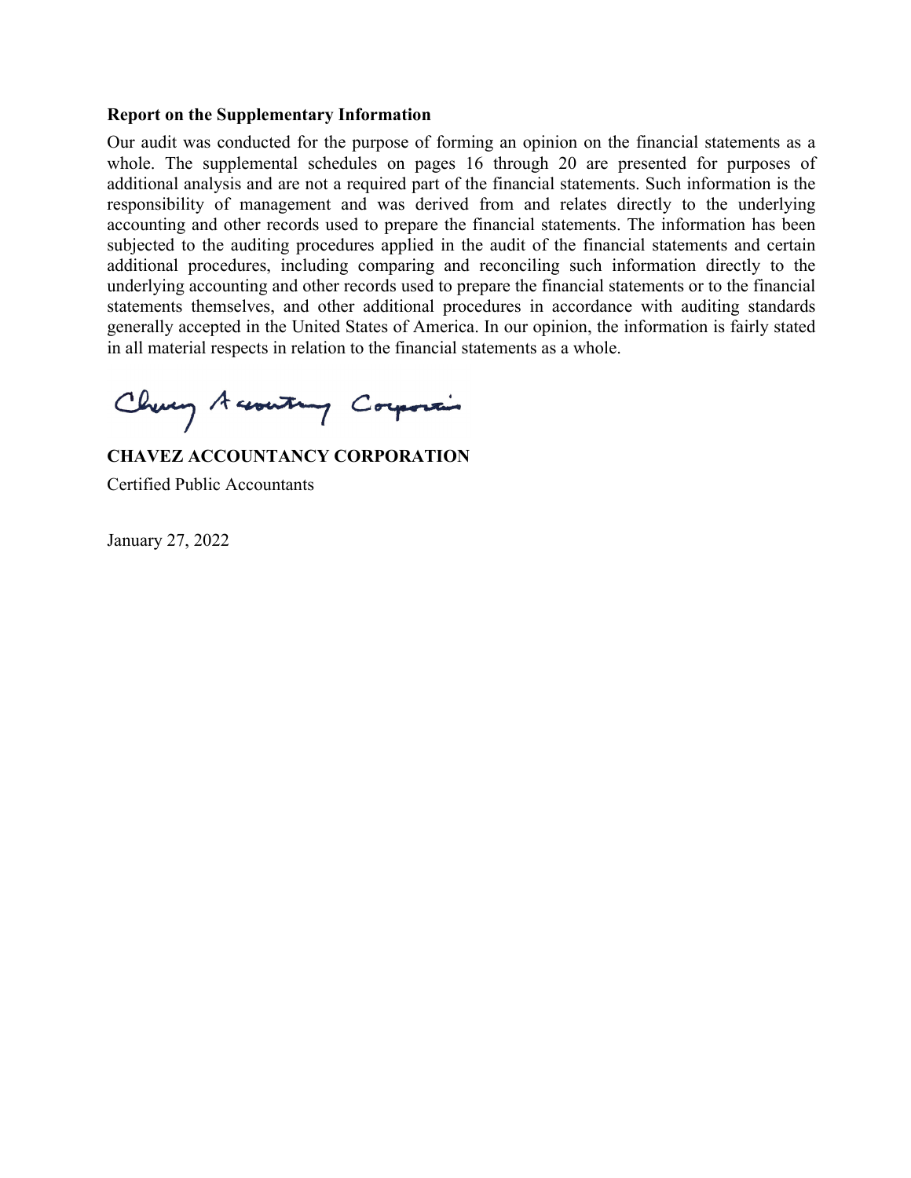## Report on the Supplementary Information

Our audit was conducted for the purpose of forming an opinion on the financial statements as a whole. The supplemental schedules on pages 16 through 20 are presented for purposes of additional analysis and are not a required part of the financial statements. Such information is the responsibility of management and was derived from and relates directly to the underlying accounting and other records used to prepare the financial statements. The information has been subjected to the auditing procedures applied in the audit of the financial statements and certain additional procedures, including comparing and reconciling such information directly to the underlying accounting and other records used to prepare the financial statements or to the financial statements themselves, and other additional procedures in accordance with auditing standards generally accepted in the United States of America. In our opinion, the information is fairly stated in all material respects in relation to the financial statements as a whole.

Chavez Accountancy Corporation

**CHAVEZ ACCOUNTANCY CORPORATION**

Certified Public Accountants

January 27, 2022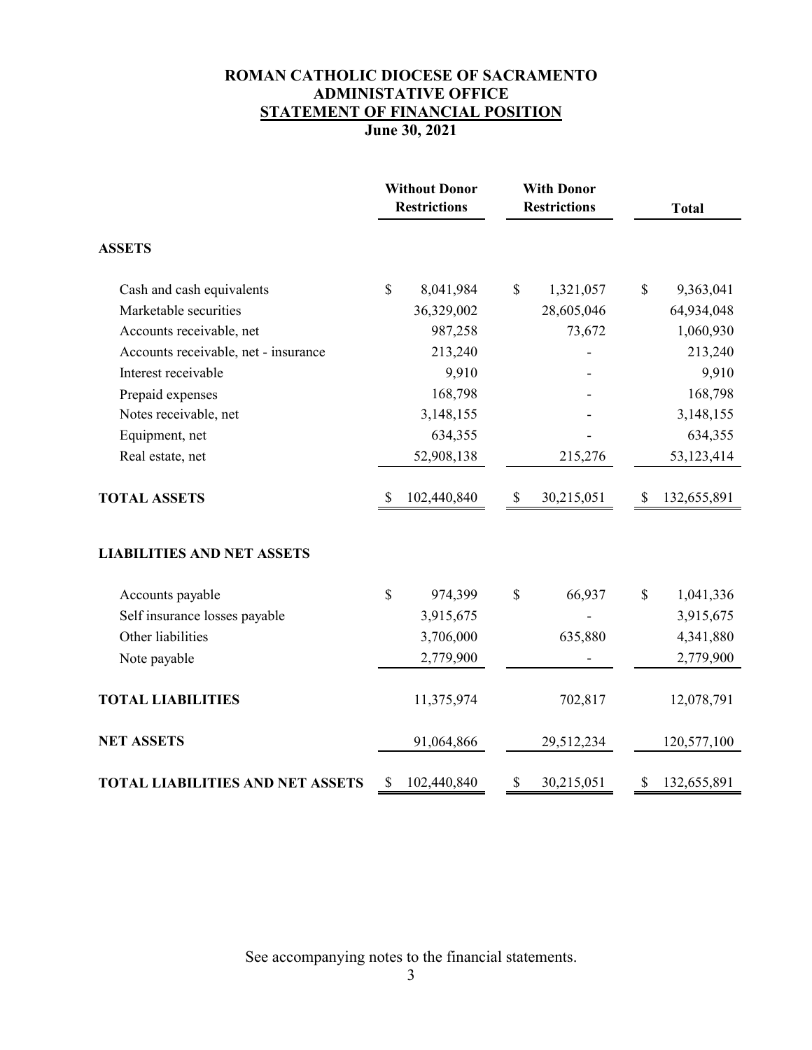# ROMAN CATHOLIC DIOCESE OF SACRAMENTO
## ADMINISTATIVE OFFICE
## STATEMENT OF FINANCIAL POSITION
### June 30, 2021

| | Without Donor Restrictions | With Donor Restrictions | Total |
|---|---|---|---|
| **ASSETS** | | | |
| Cash and cash equivalents | $ 8,041,984 | $ 1,321,057 | $ 9,363,041 |
| Marketable securities | 36,329,002 | 28,605,046 | 64,934,048 |
| Accounts receivable, net | 987,258 | 73,672 | 1,060,930 |
| Accounts receivable, net - insurance | 213,240 | - | 213,240 |
| Interest receivable | 9,910 | - | 9,910 |
| Prepaid expenses | 168,798 | - | 168,798 |
| Notes receivable, net | 3,148,155 | - | 3,148,155 |
| Equipment, net | 634,355 | - | 634,355 |
| Real estate, net | 52,908,138 | 215,276 | 53,123,414 |
| **TOTAL ASSETS** | $ 102,440,840 | $ 30,215,051 | $ 132,655,891 |
| **LIABILITIES AND NET ASSETS** | | | |
| Accounts payable | $ 974,399 | $ 66,937 | $ 1,041,336 |
| Self insurance losses payable | 3,915,675 | - | 3,915,675 |
| Other liabilities | 3,706,000 | 635,880 | 4,341,880 |
| Note payable | 2,779,900 | - | 2,779,900 |
| **TOTAL LIABILITIES** | 11,375,974 | 702,817 | 12,078,791 |
| **NET ASSETS** | 91,064,866 | 29,512,234 | 120,577,100 |
| **TOTAL LIABILITIES AND NET ASSETS** | $ 102,440,840 | $ 30,215,051 | $ 132,655,891 |

See accompanying notes to the financial statements.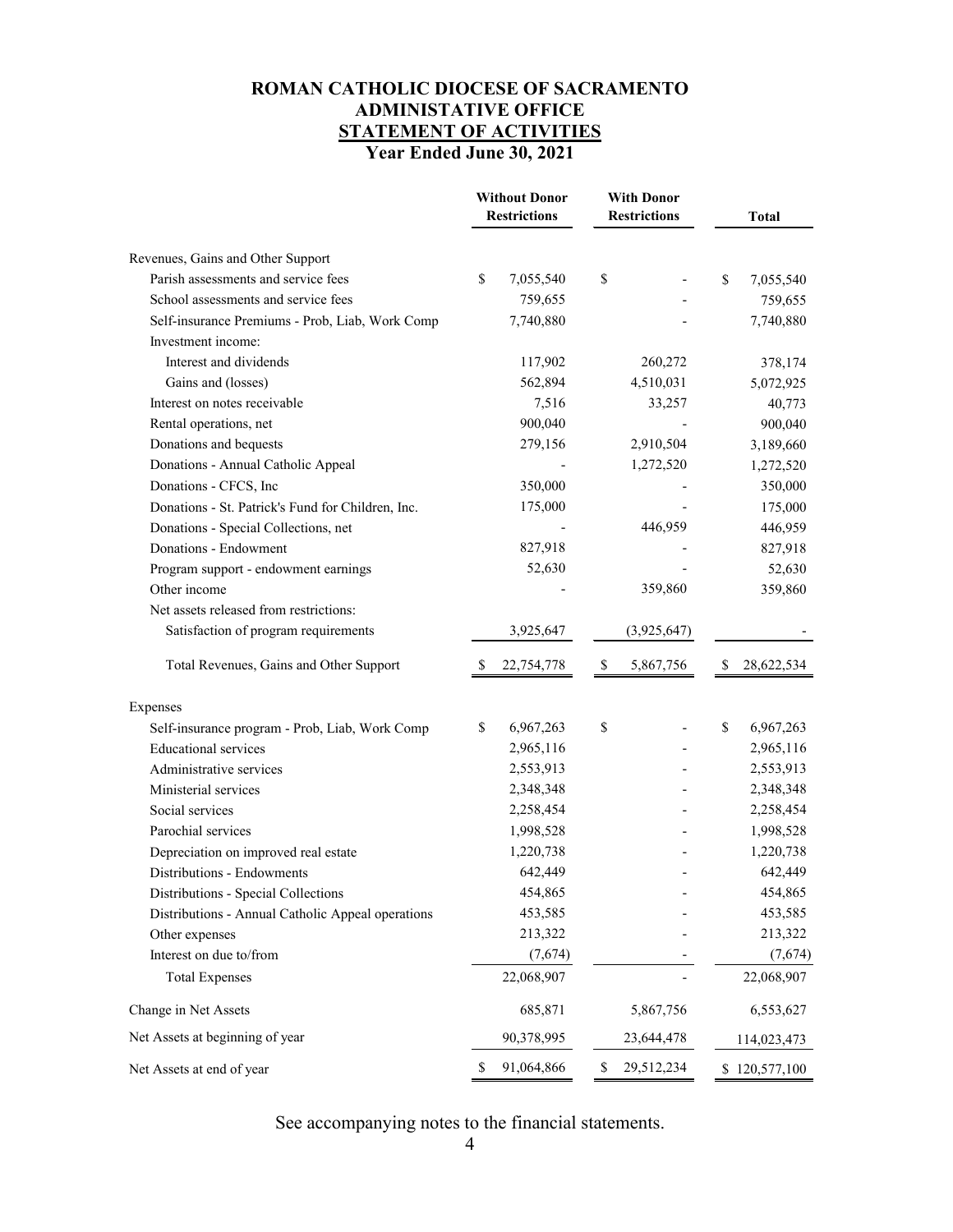# ROMAN CATHOLIC DIOCESE OF SACRAMENTO
## ADMINISTATIVE OFFICE
## STATEMENT OF ACTIVITIES
### Year Ended June 30, 2021

| | Without Donor Restrictions | With Donor Restrictions | Total |
|---|---|---|---|
| Revenues, Gains and Other Support | | | |
| Parish assessments and service fees | $ 7,055,540 | $ - | $ 7,055,540 |
| School assessments and service fees | 759,655 | - | 759,655 |
| Self-insurance Premiums - Prob, Liab, Work Comp | 7,740,880 | - | 7,740,880 |
| Investment income: | | | |
| Interest and dividends | 117,902 | 260,272 | 378,174 |
| Gains and (losses) | 562,894 | 4,510,031 | 5,072,925 |
| Interest on notes receivable | 7,516 | 33,257 | 40,773 |
| Rental operations, net | 900,040 | - | 900,040 |
| Donations and bequests | 279,156 | 2,910,504 | 3,189,660 |
| Donations - Annual Catholic Appeal | - | 1,272,520 | 1,272,520 |
| Donations - CFCS, Inc | 350,000 | - | 350,000 |
| Donations - St. Patrick's Fund for Children, Inc. | 175,000 | - | 175,000 |
| Donations - Special Collections, net | - | 446,959 | 446,959 |
| Donations - Endowment | 827,918 | - | 827,918 |
| Program support - endowment earnings | 52,630 | - | 52,630 |
| Other income | - | 359,860 | 359,860 |
| Net assets released from restrictions: | | | |
| Satisfaction of program requirements | 3,925,647 | (3,925,647) | - |
| Total Revenues, Gains and Other Support | $ 22,754,778 | $ 5,867,756 | $ 28,622,534 |
| Expenses | | | |
| Self-insurance program - Prob, Liab, Work Comp | $ 6,967,263 | $ - | $ 6,967,263 |
| Educational services | 2,965,116 | - | 2,965,116 |
| Administrative services | 2,553,913 | - | 2,553,913 |
| Ministerial services | 2,348,348 | - | 2,348,348 |
| Social services | 2,258,454 | - | 2,258,454 |
| Parochial services | 1,998,528 | - | 1,998,528 |
| Depreciation on improved real estate | 1,220,738 | - | 1,220,738 |
| Distributions - Endowments | 642,449 | - | 642,449 |
| Distributions - Special Collections | 454,865 | - | 454,865 |
| Distributions - Annual Catholic Appeal operations | 453,585 | - | 453,585 |
| Other expenses | 213,322 | - | 213,322 |
| Interest on due to/from | (7,674) | - | (7,674) |
| Total Expenses | 22,068,907 | - | 22,068,907 |
| Change in Net Assets | 685,871 | 5,867,756 | 6,553,627 |
| Net Assets at beginning of year | 90,378,995 | 23,644,478 | 114,023,473 |
| Net Assets at end of year | $ 91,064,866 | $ 29,512,234 | $ 120,577,100 |

See accompanying notes to the financial statements.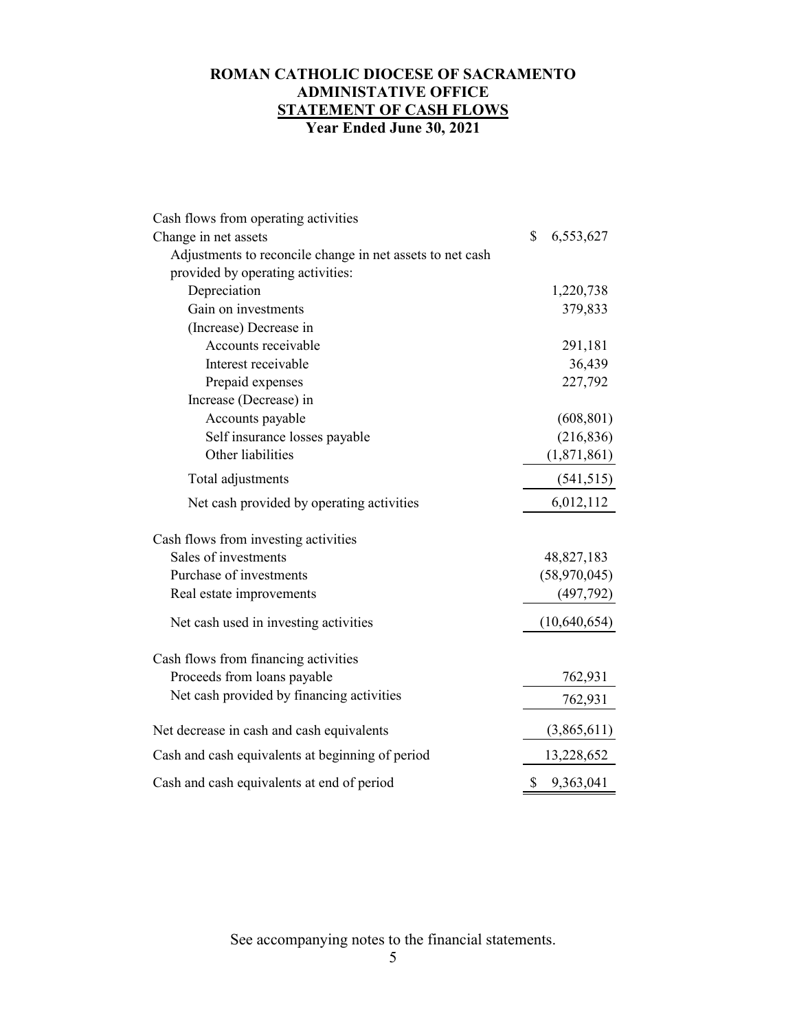# ROMAN CATHOLIC DIOCESE OF SACRAMENTO
## ADMINISTATIVE OFFICE
## STATEMENT OF CASH FLOWS
### Year Ended June 30, 2021

| | |
|---|---|
| Cash flows from operating activities | |
| Change in net assets | $ 6,553,627 |
| Adjustments to reconcile change in net assets to net cash provided by operating activities: | |
| Depreciation | 1,220,738 |
| Gain on investments | 379,833 |
| (Increase) Decrease in | |
| Accounts receivable | 291,181 |
| Interest receivable | 36,439 |
| Prepaid expenses | 227,792 |
| Increase (Decrease) in | |
| Accounts payable | (608,801) |
| Self insurance losses payable | (216,836) |
| Other liabilities | (1,871,861) |
| Total adjustments | (541,515) |
| Net cash provided by operating activities | 6,012,112 |
| Cash flows from investing activities | |
| Sales of investments | 48,827,183 |
| Purchase of investments | (58,970,045) |
| Real estate improvements | (497,792) |
| Net cash used in investing activities | (10,640,654) |
| Cash flows from financing activities | |
| Proceeds from loans payable | 762,931 |
| Net cash provided by financing activities | 762,931 |
| Net decrease in cash and cash equivalents | (3,865,611) |
| Cash and cash equivalents at beginning of period | 13,228,652 |
| Cash and cash equivalents at end of period | $ 9,363,041 |

See accompanying notes to the financial statements.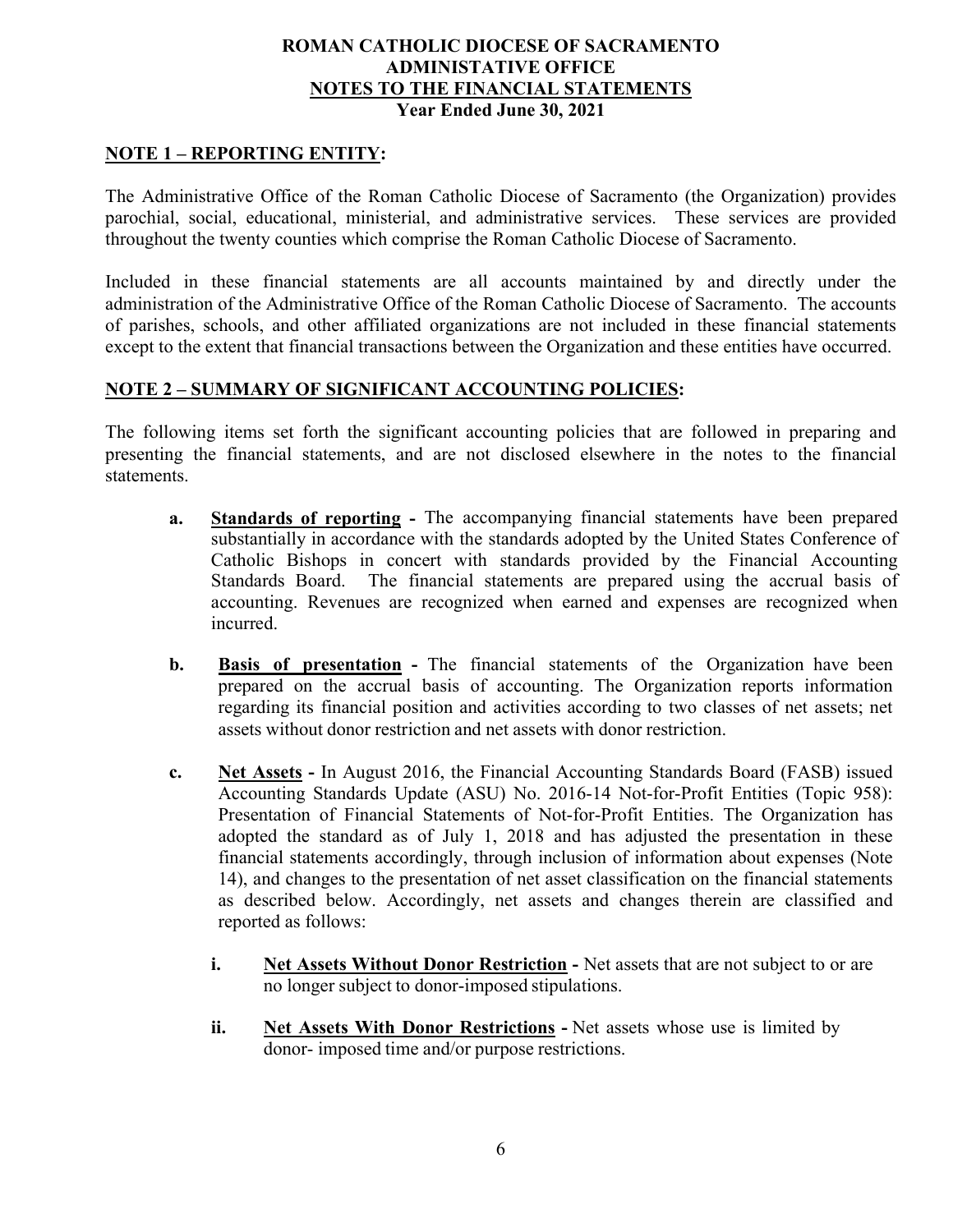# ROMAN CATHOLIC DIOCESE OF SACRAMENTO
## ADMINISTATIVE OFFICE
## NOTES TO THE FINANCIAL STATEMENTS
### Year Ended June 30, 2021

## NOTE 1 – REPORTING ENTITY:

The Administrative Office of the Roman Catholic Diocese of Sacramento (the Organization) provides parochial, social, educational, ministerial, and administrative services. These services are provided throughout the twenty counties which comprise the Roman Catholic Diocese of Sacramento.

Included in these financial statements are all accounts maintained by and directly under the administration of the Administrative Office of the Roman Catholic Diocese of Sacramento. The accounts of parishes, schools, and other affiliated organizations are not included in these financial statements except to the extent that financial transactions between the Organization and these entities have occurred.

## NOTE 2 – SUMMARY OF SIGNIFICANT ACCOUNTING POLICIES:

The following items set forth the significant accounting policies that are followed in preparing and presenting the financial statements, and are not disclosed elsewhere in the notes to the financial statements.

**a. Standards of reporting -** The accompanying financial statements have been prepared substantially in accordance with the standards adopted by the United States Conference of Catholic Bishops in concert with standards provided by the Financial Accounting Standards Board. The financial statements are prepared using the accrual basis of accounting. Revenues are recognized when earned and expenses are recognized when incurred.

**b. Basis of presentation -** The financial statements of the Organization have been prepared on the accrual basis of accounting. The Organization reports information regarding its financial position and activities according to two classes of net assets; net assets without donor restriction and net assets with donor restriction.

**c. Net Assets -** In August 2016, the Financial Accounting Standards Board (FASB) issued Accounting Standards Update (ASU) No. 2016-14 Not-for-Profit Entities (Topic 958): Presentation of Financial Statements of Not-for-Profit Entities. The Organization has adopted the standard as of July 1, 2018 and has adjusted the presentation in these financial statements accordingly, through inclusion of information about expenses (Note 14), and changes to the presentation of net asset classification on the financial statements as described below. Accordingly, net assets and changes therein are classified and reported as follows:

**i. Net Assets Without Donor Restriction -** Net assets that are not subject to or are no longer subject to donor-imposed stipulations.

**ii. Net Assets With Donor Restrictions -** Net assets whose use is limited by donor- imposed time and/or purpose restrictions.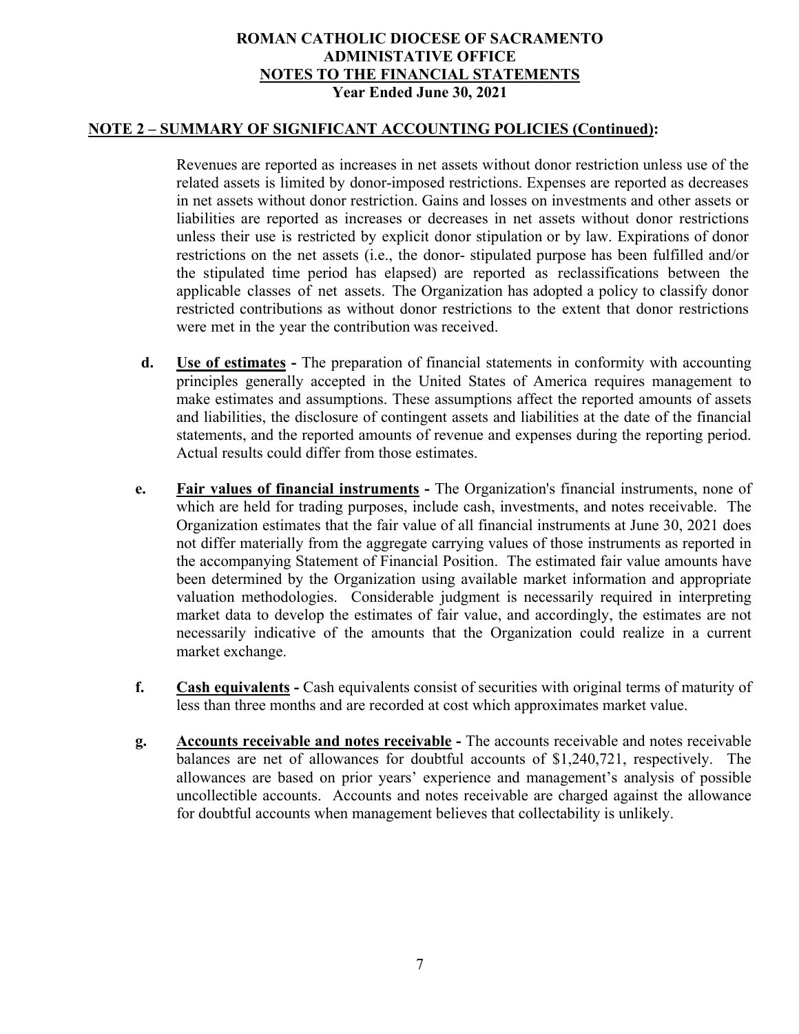# ROMAN CATHOLIC DIOCESE OF SACRAMENTO
# ADMINISTATIVE OFFICE
# NOTES TO THE FINANCIAL STATEMENTS
# Year Ended June 30, 2021

## NOTE 2 – SUMMARY OF SIGNIFICANT ACCOUNTING POLICIES (Continued):

Revenues are reported as increases in net assets without donor restriction unless use of the related assets is limited by donor-imposed restrictions. Expenses are reported as decreases in net assets without donor restriction. Gains and losses on investments and other assets or liabilities are reported as increases or decreases in net assets without donor restrictions unless their use is restricted by explicit donor stipulation or by law. Expirations of donor restrictions on the net assets (i.e., the donor- stipulated purpose has been fulfilled and/or the stipulated time period has elapsed) are reported as reclassifications between the applicable classes of net assets. The Organization has adopted a policy to classify donor restricted contributions as without donor restrictions to the extent that donor restrictions were met in the year the contribution was received.

**d. Use of estimates -** The preparation of financial statements in conformity with accounting principles generally accepted in the United States of America requires management to make estimates and assumptions. These assumptions affect the reported amounts of assets and liabilities, the disclosure of contingent assets and liabilities at the date of the financial statements, and the reported amounts of revenue and expenses during the reporting period. Actual results could differ from those estimates.

**e. Fair values of financial instruments -** The Organization's financial instruments, none of which are held for trading purposes, include cash, investments, and notes receivable. The Organization estimates that the fair value of all financial instruments at June 30, 2021 does not differ materially from the aggregate carrying values of those instruments as reported in the accompanying Statement of Financial Position. The estimated fair value amounts have been determined by the Organization using available market information and appropriate valuation methodologies. Considerable judgment is necessarily required in interpreting market data to develop the estimates of fair value, and accordingly, the estimates are not necessarily indicative of the amounts that the Organization could realize in a current market exchange.

**f. Cash equivalents -** Cash equivalents consist of securities with original terms of maturity of less than three months and are recorded at cost which approximates market value.

**g. Accounts receivable and notes receivable -** The accounts receivable and notes receivable balances are net of allowances for doubtful accounts of $1,240,721, respectively. The allowances are based on prior years' experience and management's analysis of possible uncollectible accounts. Accounts and notes receivable are charged against the allowance for doubtful accounts when management believes that collectability is unlikely.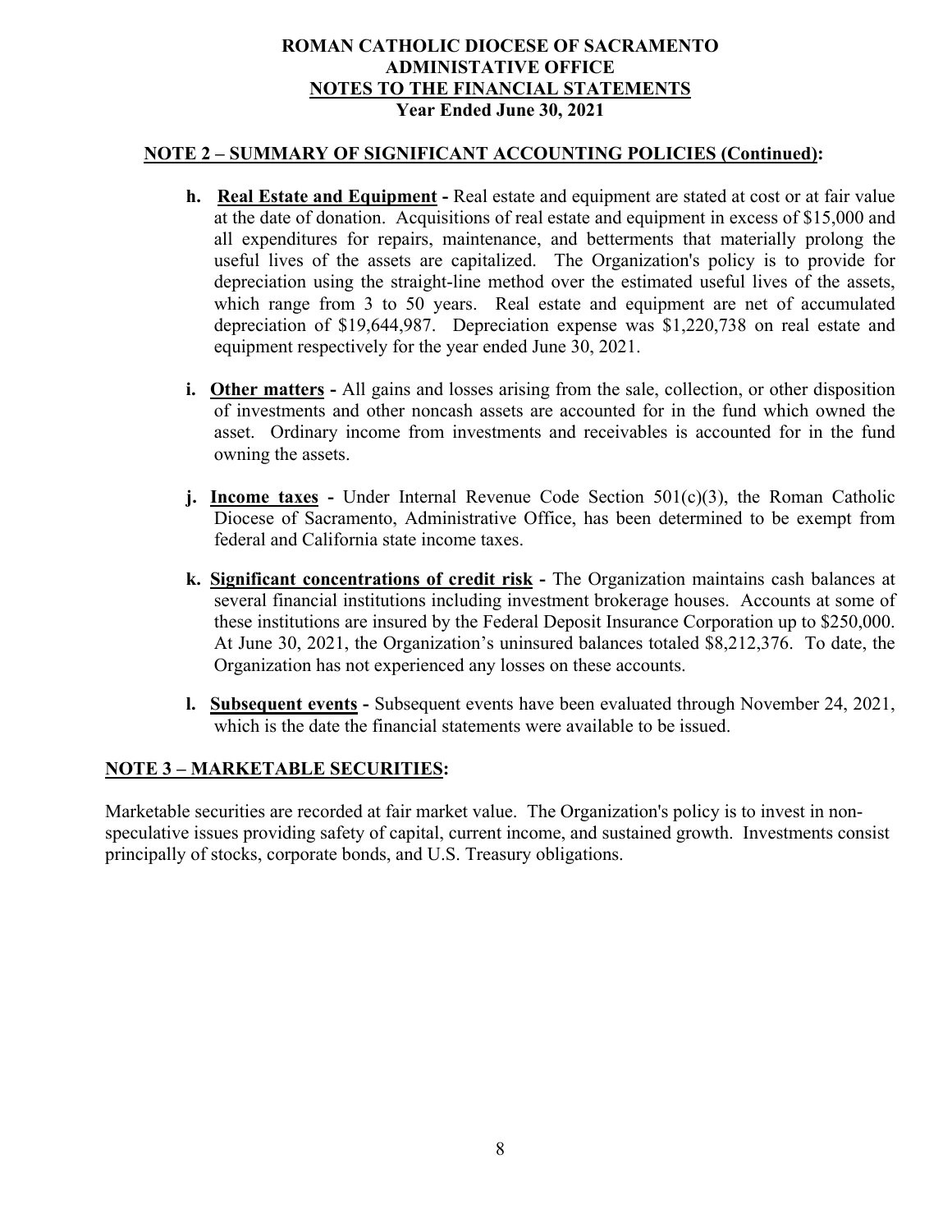**ROMAN CATHOLIC DIOCESE OF SACRAMENTO**
**ADMINISTATIVE OFFICE**
**NOTES TO THE FINANCIAL STATEMENTS**
**Year Ended June 30, 2021**

## NOTE 2 – SUMMARY OF SIGNIFICANT ACCOUNTING POLICIES (Continued):

**h. Real Estate and Equipment -** Real estate and equipment are stated at cost or at fair value at the date of donation. Acquisitions of real estate and equipment in excess of $15,000 and all expenditures for repairs, maintenance, and betterments that materially prolong the useful lives of the assets are capitalized. The Organization's policy is to provide for depreciation using the straight-line method over the estimated useful lives of the assets, which range from 3 to 50 years. Real estate and equipment are net of accumulated depreciation of $19,644,987. Depreciation expense was $1,220,738 on real estate and equipment respectively for the year ended June 30, 2021.

**i. Other matters -** All gains and losses arising from the sale, collection, or other disposition of investments and other noncash assets are accounted for in the fund which owned the asset. Ordinary income from investments and receivables is accounted for in the fund owning the assets.

**j. Income taxes -** Under Internal Revenue Code Section 501(c)(3), the Roman Catholic Diocese of Sacramento, Administrative Office, has been determined to be exempt from federal and California state income taxes.

**k. Significant concentrations of credit risk -** The Organization maintains cash balances at several financial institutions including investment brokerage houses. Accounts at some of these institutions are insured by the Federal Deposit Insurance Corporation up to $250,000. At June 30, 2021, the Organization's uninsured balances totaled $8,212,376. To date, the Organization has not experienced any losses on these accounts.

**l. Subsequent events -** Subsequent events have been evaluated through November 24, 2021, which is the date the financial statements were available to be issued.

## NOTE 3 – MARKETABLE SECURITIES:

Marketable securities are recorded at fair market value. The Organization's policy is to invest in non-speculative issues providing safety of capital, current income, and sustained growth. Investments consist principally of stocks, corporate bonds, and U.S. Treasury obligations.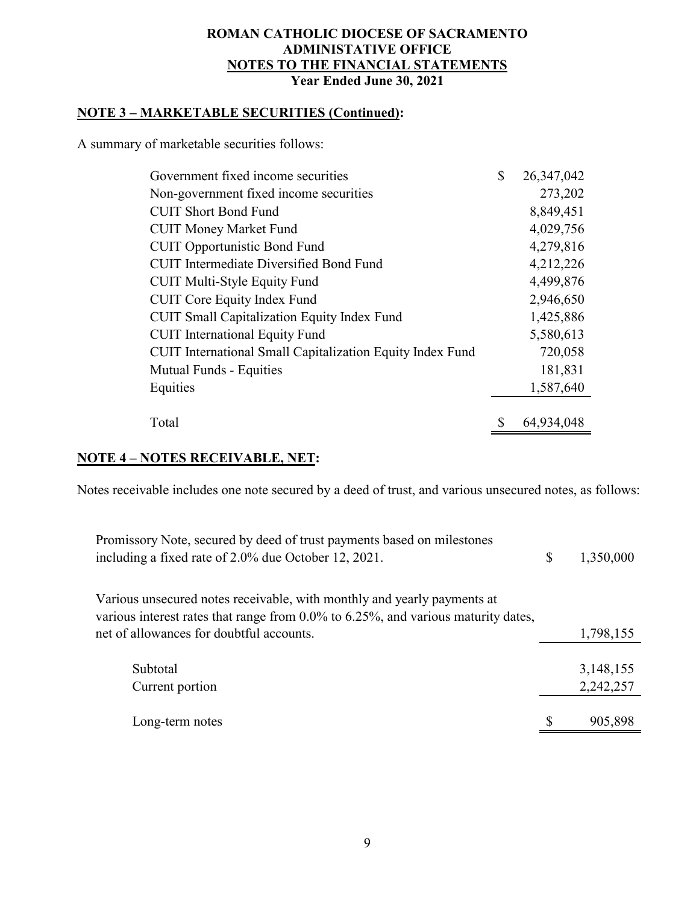## NOTE 3 – MARKETABLE SECURITIES (Continued):

A summary of marketable securities follows:

| | |
|---|---|
| Government fixed income securities | $ 26,347,042 |
| Non-government fixed income securities | 273,202 |
| CUIT Short Bond Fund | 8,849,451 |
| CUIT Money Market Fund | 4,029,756 |
| CUIT Opportunistic Bond Fund | 4,279,816 |
| CUIT Intermediate Diversified Bond Fund | 4,212,226 |
| CUIT Multi-Style Equity Fund | 4,499,876 |
| CUIT Core Equity Index Fund | 2,946,650 |
| CUIT Small Capitalization Equity Index Fund | 1,425,886 |
| CUIT International Equity Fund | 5,580,613 |
| CUIT International Small Capitalization Equity Index Fund | 720,058 |
| Mutual Funds - Equities | 181,831 |
| Equities | 1,587,640 |
| Total | $ 64,934,048 |

## NOTE 4 – NOTES RECEIVABLE, NET:

Notes receivable includes one note secured by a deed of trust, and various unsecured notes, as follows:

| | |
|---|---|
| Promissory Note, secured by deed of trust payments based on milestones including a fixed rate of 2.0% due October 12, 2021. | $ 1,350,000 |
| Various unsecured notes receivable, with monthly and yearly payments at various interest rates that range from 0.0% to 6.25%, and various maturity dates, net of allowances for doubtful accounts. | 1,798,155 |
| Subtotal | 3,148,155 |
| Current portion | 2,242,257 |
| Long-term notes | $ 905,898 |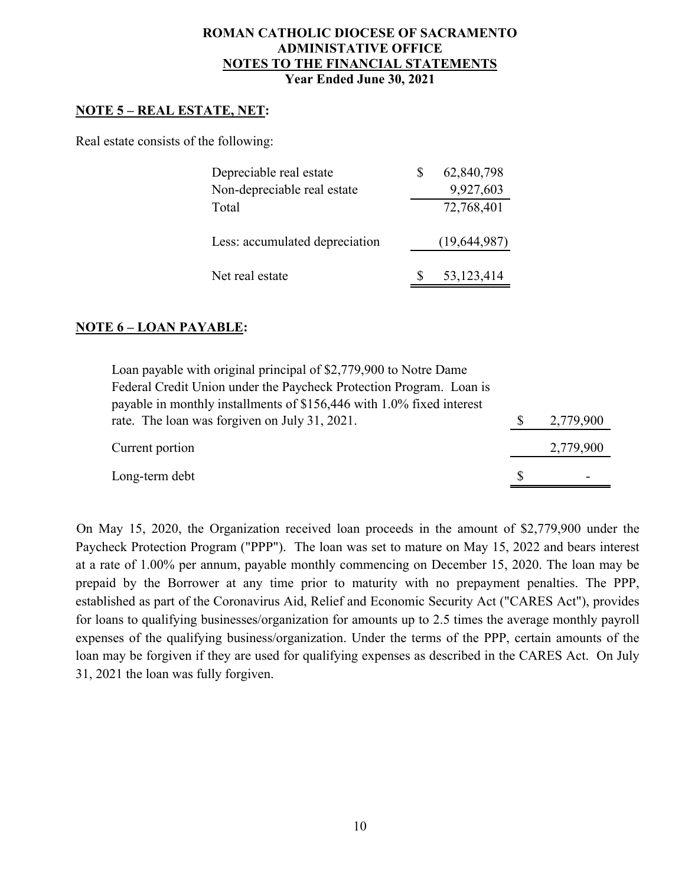# ROMAN CATHOLIC DIOCESE OF SACRAMENTO
# ADMINISTATIVE OFFICE
# NOTES TO THE FINANCIAL STATEMENTS
# Year Ended June 30, 2021

## NOTE 5 – REAL ESTATE, NET:

Real estate consists of the following:

| | |
|---|---|
| Depreciable real estate | $ 62,840,798 |
| Non-depreciable real estate | 9,927,603 |
| Total | 72,768,401 |
| Less: accumulated depreciation | (19,644,987) |
| Net real estate | $ 53,123,414 |

## NOTE 6 – LOAN PAYABLE:

| | |
|---|---|
| Loan payable with original principal of $2,779,900 to Notre Dame Federal Credit Union under the Paycheck Protection Program. Loan is payable in monthly installments of $156,446 with 1.0% fixed interest rate. The loan was forgiven on July 31, 2021. | $ 2,779,900 |
| Current portion | 2,779,900 |
| Long-term debt | $ - |

On May 15, 2020, the Organization received loan proceeds in the amount of $2,779,900 under the Paycheck Protection Program ("PPP"). The loan was set to mature on May 15, 2022 and bears interest at a rate of 1.00% per annum, payable monthly commencing on December 15, 2020. The loan may be prepaid by the Borrower at any time prior to maturity with no prepayment penalties. The PPP, established as part of the Coronavirus Aid, Relief and Economic Security Act ("CARES Act"), provides for loans to qualifying businesses/organization for amounts up to 2.5 times the average monthly payroll expenses of the qualifying business/organization. Under the terms of the PPP, certain amounts of the loan may be forgiven if they are used for qualifying expenses as described in the CARES Act. On July 31, 2021 the loan was fully forgiven.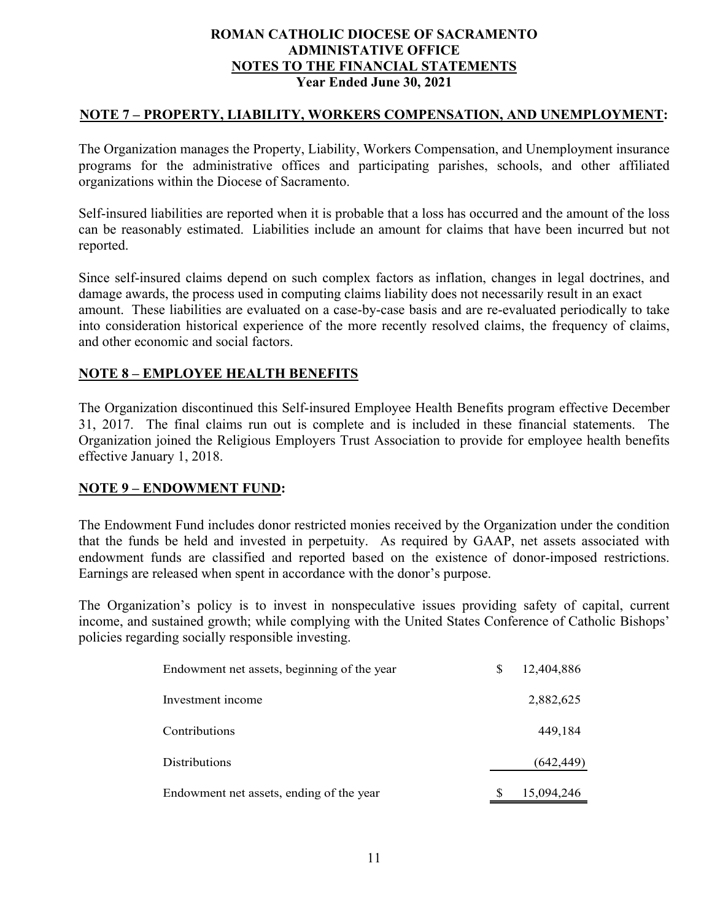# ROMAN CATHOLIC DIOCESE OF SACRAMENTO
## ADMINISTATIVE OFFICE
## NOTES TO THE FINANCIAL STATEMENTS
## Year Ended June 30, 2021

### NOTE 7 – PROPERTY, LIABILITY, WORKERS COMPENSATION, AND UNEMPLOYMENT:

The Organization manages the Property, Liability, Workers Compensation, and Unemployment insurance programs for the administrative offices and participating parishes, schools, and other affiliated organizations within the Diocese of Sacramento.

Self-insured liabilities are reported when it is probable that a loss has occurred and the amount of the loss can be reasonably estimated. Liabilities include an amount for claims that have been incurred but not reported.

Since self-insured claims depend on such complex factors as inflation, changes in legal doctrines, and damage awards, the process used in computing claims liability does not necessarily result in an exact amount. These liabilities are evaluated on a case-by-case basis and are re-evaluated periodically to take into consideration historical experience of the more recently resolved claims, the frequency of claims, and other economic and social factors.

### NOTE 8 – EMPLOYEE HEALTH BENEFITS

The Organization discontinued this Self-insured Employee Health Benefits program effective December 31, 2017. The final claims run out is complete and is included in these financial statements. The Organization joined the Religious Employers Trust Association to provide for employee health benefits effective January 1, 2018.

### NOTE 9 – ENDOWMENT FUND:

The Endowment Fund includes donor restricted monies received by the Organization under the condition that the funds be held and invested in perpetuity. As required by GAAP, net assets associated with endowment funds are classified and reported based on the existence of donor-imposed restrictions. Earnings are released when spent in accordance with the donor's purpose.

The Organization's policy is to invest in nonspeculative issues providing safety of capital, current income, and sustained growth; while complying with the United States Conference of Catholic Bishops' policies regarding socially responsible investing.

| | |
|---|---|
| Endowment net assets, beginning of the year | $ 12,404,886 |
| Investment income | 2,882,625 |
| Contributions | 449,184 |
| Distributions | (642,449) |
| Endowment net assets, ending of the year | $ 15,094,246 |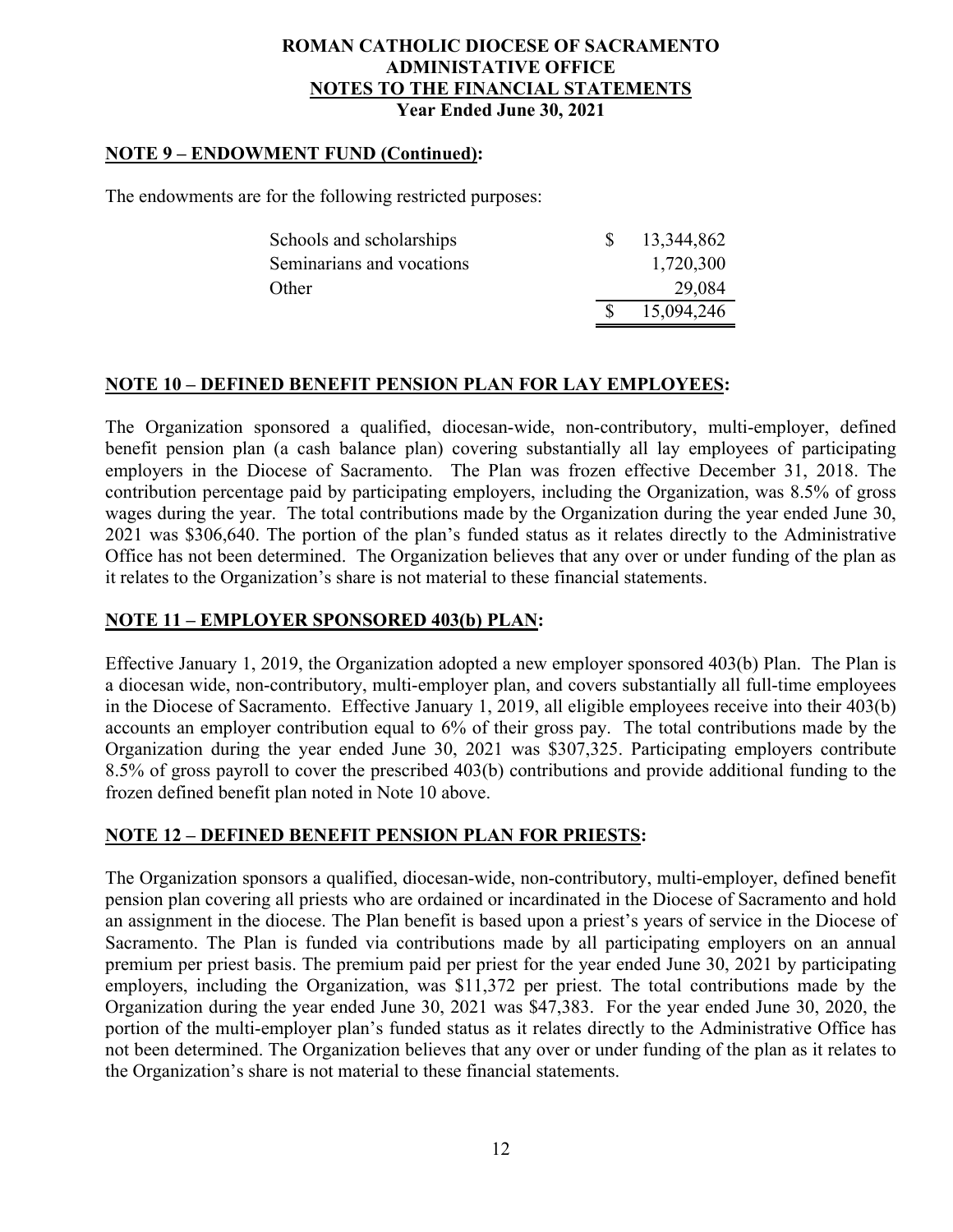**ROMAN CATHOLIC DIOCESE OF SACRAMENTO**
**ADMINISTATIVE OFFICE**
**NOTES TO THE FINANCIAL STATEMENTS**
**Year Ended June 30, 2021**

## NOTE 9 – ENDOWMENT FUND (Continued):

The endowments are for the following restricted purposes:

| | |
|---|---|
| Schools and scholarships | $ 13,344,862 |
| Seminarians and vocations | 1,720,300 |
| Other | 29,084 |
| | $ 15,094,246 |

## NOTE 10 – DEFINED BENEFIT PENSION PLAN FOR LAY EMPLOYEES:

The Organization sponsored a qualified, diocesan-wide, non-contributory, multi-employer, defined benefit pension plan (a cash balance plan) covering substantially all lay employees of participating employers in the Diocese of Sacramento. The Plan was frozen effective December 31, 2018. The contribution percentage paid by participating employers, including the Organization, was 8.5% of gross wages during the year. The total contributions made by the Organization during the year ended June 30, 2021 was $306,640. The portion of the plan's funded status as it relates directly to the Administrative Office has not been determined. The Organization believes that any over or under funding of the plan as it relates to the Organization's share is not material to these financial statements.

## NOTE 11 – EMPLOYER SPONSORED 403(b) PLAN:

Effective January 1, 2019, the Organization adopted a new employer sponsored 403(b) Plan. The Plan is a diocesan wide, non-contributory, multi-employer plan, and covers substantially all full-time employees in the Diocese of Sacramento. Effective January 1, 2019, all eligible employees receive into their 403(b) accounts an employer contribution equal to 6% of their gross pay. The total contributions made by the Organization during the year ended June 30, 2021 was $307,325. Participating employers contribute 8.5% of gross payroll to cover the prescribed 403(b) contributions and provide additional funding to the frozen defined benefit plan noted in Note 10 above.

## NOTE 12 – DEFINED BENEFIT PENSION PLAN FOR PRIESTS:

The Organization sponsors a qualified, diocesan-wide, non-contributory, multi-employer, defined benefit pension plan covering all priests who are ordained or incardinated in the Diocese of Sacramento and hold an assignment in the diocese. The Plan benefit is based upon a priest's years of service in the Diocese of Sacramento. The Plan is funded via contributions made by all participating employers on an annual premium per priest basis. The premium paid per priest for the year ended June 30, 2021 by participating employers, including the Organization, was $11,372 per priest. The total contributions made by the Organization during the year ended June 30, 2021 was $47,383. For the year ended June 30, 2020, the portion of the multi-employer plan's funded status as it relates directly to the Administrative Office has not been determined. The Organization believes that any over or under funding of the plan as it relates to the Organization's share is not material to these financial statements.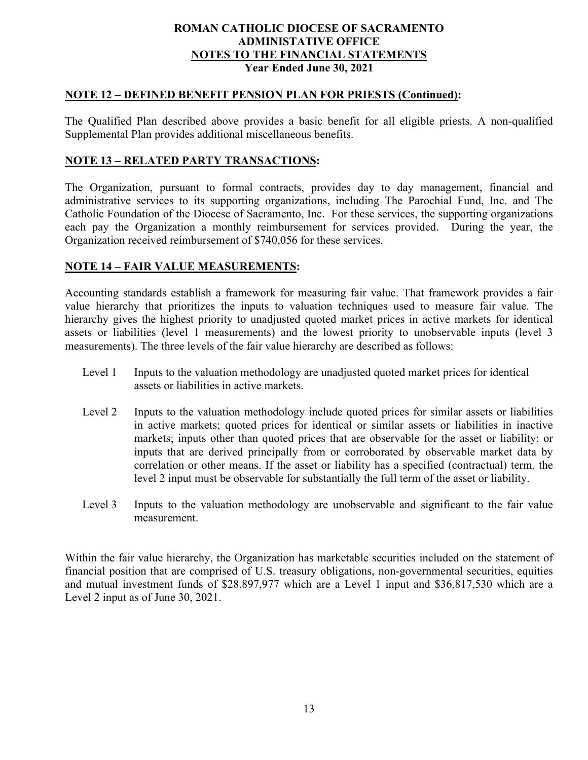## NOTE 12 – DEFINED BENEFIT PENSION PLAN FOR PRIESTS (Continued):

The Qualified Plan described above provides a basic benefit for all eligible priests. A non-qualified Supplemental Plan provides additional miscellaneous benefits.

## NOTE 13 – RELATED PARTY TRANSACTIONS:

The Organization, pursuant to formal contracts, provides day to day management, financial and administrative services to its supporting organizations, including The Parochial Fund, Inc. and The Catholic Foundation of the Diocese of Sacramento, Inc. For these services, the supporting organizations each pay the Organization a monthly reimbursement for services provided. During the year, the Organization received reimbursement of $740,056 for these services.

## NOTE 14 – FAIR VALUE MEASUREMENTS:

Accounting standards establish a framework for measuring fair value. That framework provides a fair value hierarchy that prioritizes the inputs to valuation techniques used to measure fair value. The hierarchy gives the highest priority to unadjusted quoted market prices in active markets for identical assets or liabilities (level 1 measurements) and the lowest priority to unobservable inputs (level 3 measurements). The three levels of the fair value hierarchy are described as follows:

- Level 1 Inputs to the valuation methodology are unadjusted quoted market prices for identical assets or liabilities in active markets.
- Level 2 Inputs to the valuation methodology include quoted prices for similar assets or liabilities in active markets; quoted prices for identical or similar assets or liabilities in inactive markets; inputs other than quoted prices that are observable for the asset or liability; or inputs that are derived principally from or corroborated by observable market data by correlation or other means. If the asset or liability has a specified (contractual) term, the level 2 input must be observable for substantially the full term of the asset or liability.
- Level 3 Inputs to the valuation methodology are unobservable and significant to the fair value measurement.

Within the fair value hierarchy, the Organization has marketable securities included on the statement of financial position that are comprised of U.S. treasury obligations, non-governmental securities, equities and mutual investment funds of $28,897,977 which are a Level 1 input and $36,817,530 which are a Level 2 input as of June 30, 2021.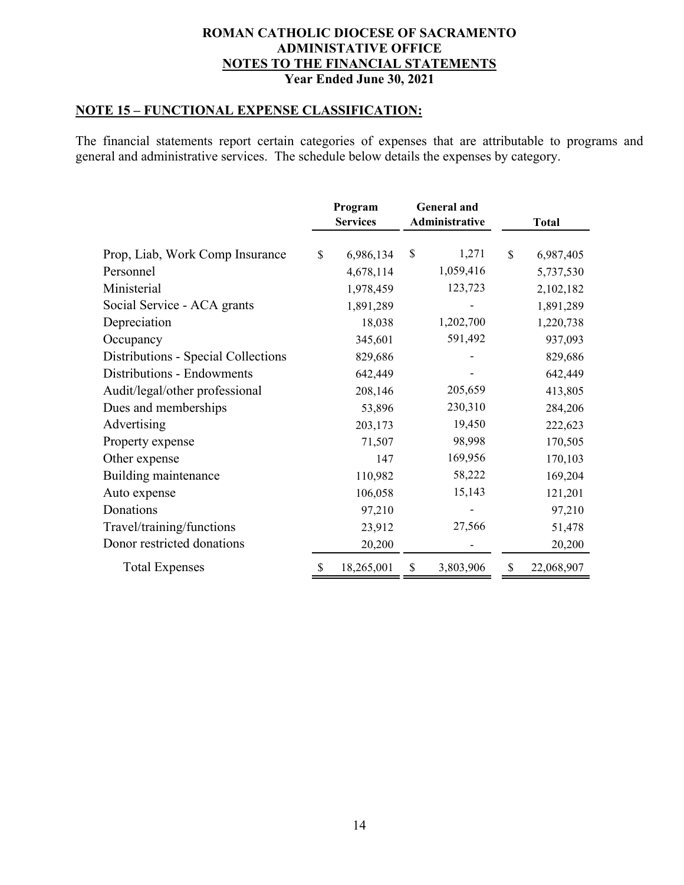**ROMAN CATHOLIC DIOCESE OF SACRAMENTO**
**ADMINISTATIVE OFFICE**
**NOTES TO THE FINANCIAL STATEMENTS**
**Year Ended June 30, 2021**

## NOTE 15 – FUNCTIONAL EXPENSE CLASSIFICATION:

The financial statements report certain categories of expenses that are attributable to programs and general and administrative services. The schedule below details the expenses by category.

| | Program Services | General and Administrative | Total |
|---|---|---|---|
| Prop, Liab, Work Comp Insurance | $ 6,986,134 | $ 1,271 | $ 6,987,405 |
| Personnel | 4,678,114 | 1,059,416 | 5,737,530 |
| Ministerial | 1,978,459 | 123,723 | 2,102,182 |
| Social Service - ACA grants | 1,891,289 | - | 1,891,289 |
| Depreciation | 18,038 | 1,202,700 | 1,220,738 |
| Occupancy | 345,601 | 591,492 | 937,093 |
| Distributions - Special Collections | 829,686 | - | 829,686 |
| Distributions - Endowments | 642,449 | - | 642,449 |
| Audit/legal/other professional | 208,146 | 205,659 | 413,805 |
| Dues and memberships | 53,896 | 230,310 | 284,206 |
| Advertising | 203,173 | 19,450 | 222,623 |
| Property expense | 71,507 | 98,998 | 170,505 |
| Other expense | 147 | 169,956 | 170,103 |
| Building maintenance | 110,982 | 58,222 | 169,204 |
| Auto expense | 106,058 | 15,143 | 121,201 |
| Donations | 97,210 | - | 97,210 |
| Travel/training/functions | 23,912 | 27,566 | 51,478 |
| Donor restricted donations | 20,200 | - | 20,200 |
| Total Expenses | $ 18,265,001 | $ 3,803,906 | $ 22,068,907 |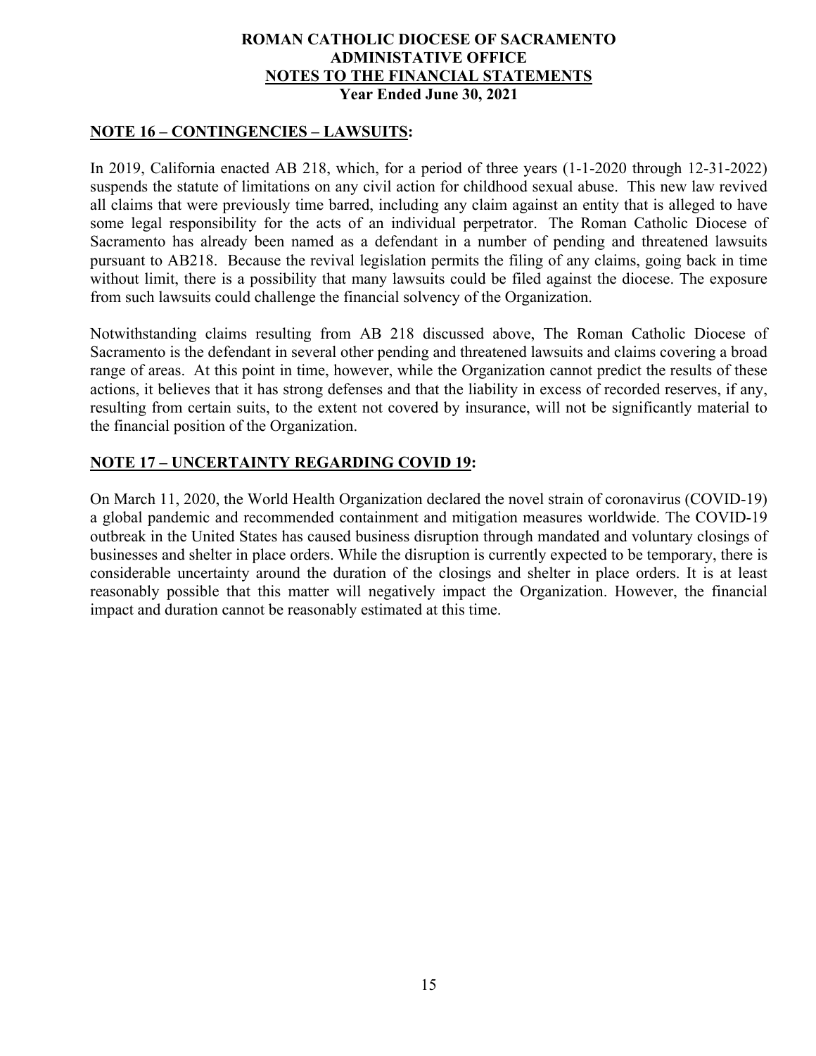## NOTE 16 – CONTINGENCIES – LAWSUITS:

In 2019, California enacted AB 218, which, for a period of three years (1-1-2020 through 12-31-2022) suspends the statute of limitations on any civil action for childhood sexual abuse. This new law revived all claims that were previously time barred, including any claim against an entity that is alleged to have some legal responsibility for the acts of an individual perpetrator. The Roman Catholic Diocese of Sacramento has already been named as a defendant in a number of pending and threatened lawsuits pursuant to AB218. Because the revival legislation permits the filing of any claims, going back in time without limit, there is a possibility that many lawsuits could be filed against the diocese. The exposure from such lawsuits could challenge the financial solvency of the Organization.

Notwithstanding claims resulting from AB 218 discussed above, The Roman Catholic Diocese of Sacramento is the defendant in several other pending and threatened lawsuits and claims covering a broad range of areas. At this point in time, however, while the Organization cannot predict the results of these actions, it believes that it has strong defenses and that the liability in excess of recorded reserves, if any, resulting from certain suits, to the extent not covered by insurance, will not be significantly material to the financial position of the Organization.

## NOTE 17 – UNCERTAINTY REGARDING COVID 19:

On March 11, 2020, the World Health Organization declared the novel strain of coronavirus (COVID-19) a global pandemic and recommended containment and mitigation measures worldwide. The COVID-19 outbreak in the United States has caused business disruption through mandated and voluntary closings of businesses and shelter in place orders. While the disruption is currently expected to be temporary, there is considerable uncertainty around the duration of the closings and shelter in place orders. It is at least reasonably possible that this matter will negatively impact the Organization. However, the financial impact and duration cannot be reasonably estimated at this time.